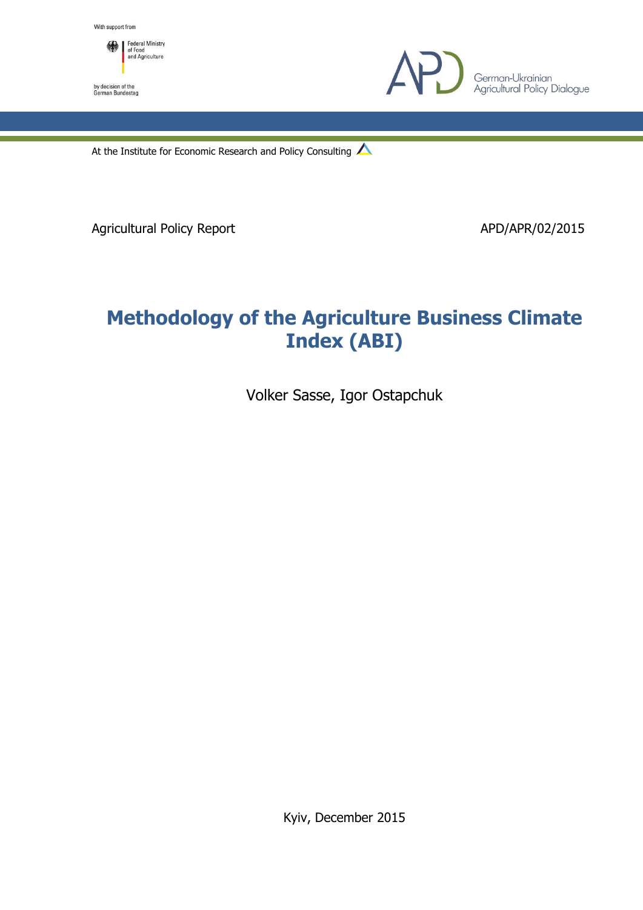With support from

Federal Ministry of Food and Agriculture

by decision of the German Bundestag

German-Ukrainian Agricultural Policy Dialogue

At the Institute for Economic Research and Policy Consulting

Agricultural Policy Report APD/APR/02/2015

# Methodology of the Agriculture Business Climate Index (ABI)

Volker Sasse, Igor Ostapchuk

Kyiv, December 2015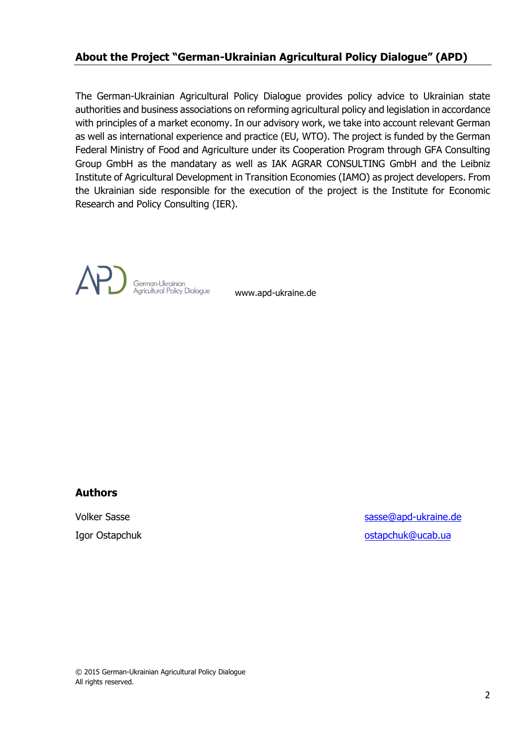## About the Project "German-Ukrainian Agricultural Policy Dialogue" (APD)

The German-Ukrainian Agricultural Policy Dialogue provides policy advice to Ukrainian state authorities and business associations on reforming agricultural policy and legislation in accordance with principles of a market economy. In our advisory work, we take into account relevant German as well as international experience and practice (EU, WTO). The project is funded by the German Federal Ministry of Food and Agriculture under its Cooperation Program through GFA Consulting Group GmbH as the mandatary as well as IAK AGRAR CONSULTING GmbH and the Leibniz Institute of Agricultural Development in Transition Economies (IAMO) as project developers. From the Ukrainian side responsible for the execution of the project is the Institute for Economic Research and Policy Consulting (IER).

APD German-Ukrainian Agricultural Policy Dialogue

www.apd-ukraine.de

### Authors

Volker Sasse sasse@apd-ukraine.de

Igor Ostapchuk ostapchuk@ucab.ua

© 2015 German-Ukrainian Agricultural Policy Dialogue
All rights reserved.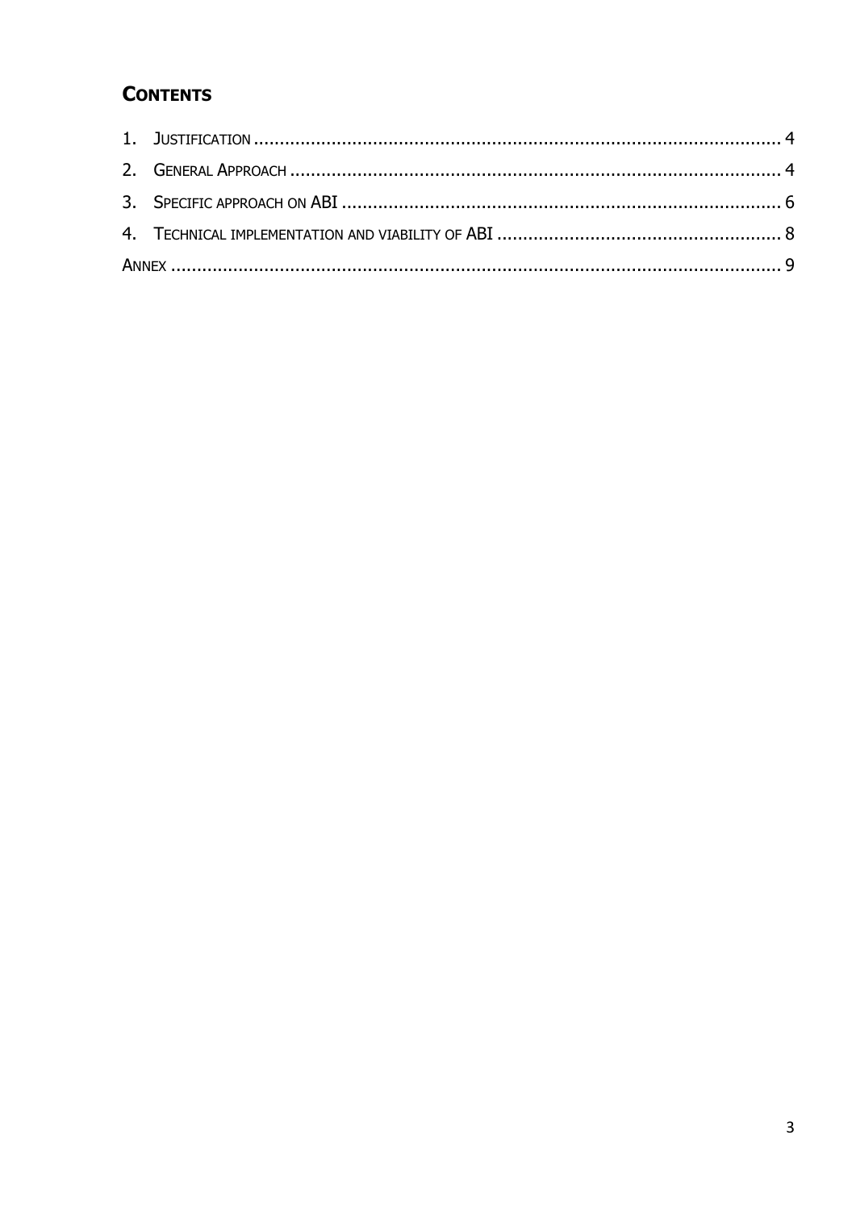## CONTENTS

1. JUSTIFICATION ........................................................................................................ 4
2. GENERAL APPROACH ................................................................................................ 4
3. SPECIFIC APPROACH ON ABI ..................................................................................... 6
4. TECHNICAL IMPLEMENTATION AND VIABILITY OF ABI ................................................. 8

ANNEX ........................................................................................................................ 9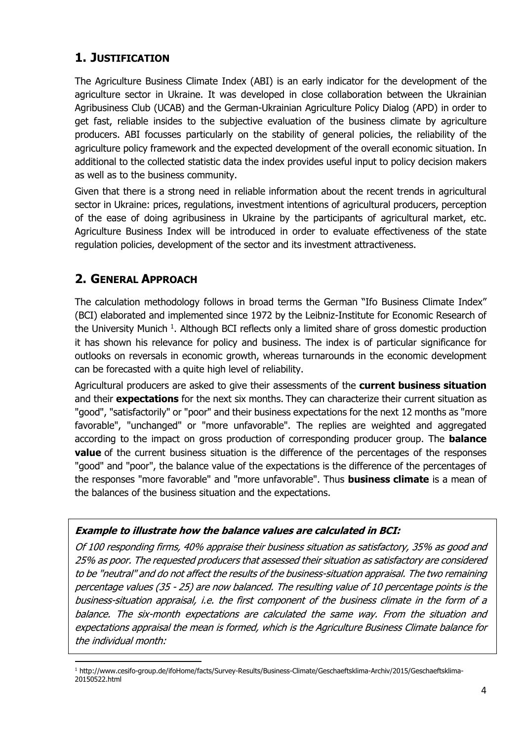## 1. JUSTIFICATION

The Agriculture Business Climate Index (ABI) is an early indicator for the development of the agriculture sector in Ukraine. It was developed in close collaboration between the Ukrainian Agribusiness Club (UCAB) and the German-Ukrainian Agriculture Policy Dialog (APD) in order to get fast, reliable insides to the subjective evaluation of the business climate by agriculture producers. ABI focusses particularly on the stability of general policies, the reliability of the agriculture policy framework and the expected development of the overall economic situation. In additional to the collected statistic data the index provides useful input to policy decision makers as well as to the business community.

Given that there is a strong need in reliable information about the recent trends in agricultural sector in Ukraine: prices, regulations, investment intentions of agricultural producers, perception of the ease of doing agribusiness in Ukraine by the participants of agricultural market, etc. Agriculture Business Index will be introduced in order to evaluate effectiveness of the state regulation policies, development of the sector and its investment attractiveness.

## 2. GENERAL APPROACH

The calculation methodology follows in broad terms the German "Ifo Business Climate Index" (BCI) elaborated and implemented since 1972 by the Leibniz-Institute for Economic Research of the University Munich [1]. Although BCI reflects only a limited share of gross domestic production it has shown his relevance for policy and business. The index is of particular significance for outlooks on reversals in economic growth, whereas turnarounds in the economic development can be forecasted with a quite high level of reliability.

Agricultural producers are asked to give their assessments of the **current business situation** and their **expectations** for the next six months. They can characterize their current situation as "good", "satisfactorily" or "poor" and their business expectations for the next 12 months as "more favorable", "unchanged" or "more unfavorable". The replies are weighted and aggregated according to the impact on gross production of corresponding producer group. The **balance value** of the current business situation is the difference of the percentages of the responses "good" and "poor", the balance value of the expectations is the difference of the percentages of the responses "more favorable" and "more unfavorable". Thus **business climate** is a mean of the balances of the business situation and the expectations.

***Example to illustrate how the balance values are calculated in BCI:***

*Of 100 responding firms, 40% appraise their business situation as satisfactory, 35% as good and 25% as poor. The requested producers that assessed their situation as satisfactory are considered to be "neutral" and do not affect the results of the business-situation appraisal. The two remaining percentage values (35 - 25) are now balanced. The resulting value of 10 percentage points is the business-situation appraisal, i.e. the first component of the business climate in the form of a balance. The six-month expectations are calculated the same way. From the situation and expectations appraisal the mean is formed, which is the Agriculture Business Climate balance for the individual month:*

[1] http://www.cesifo-group.de/ifoHome/facts/Survey-Results/Business-Climate/Geschaeftsklima-Archiv/2015/Geschaeftsklima-20150522.html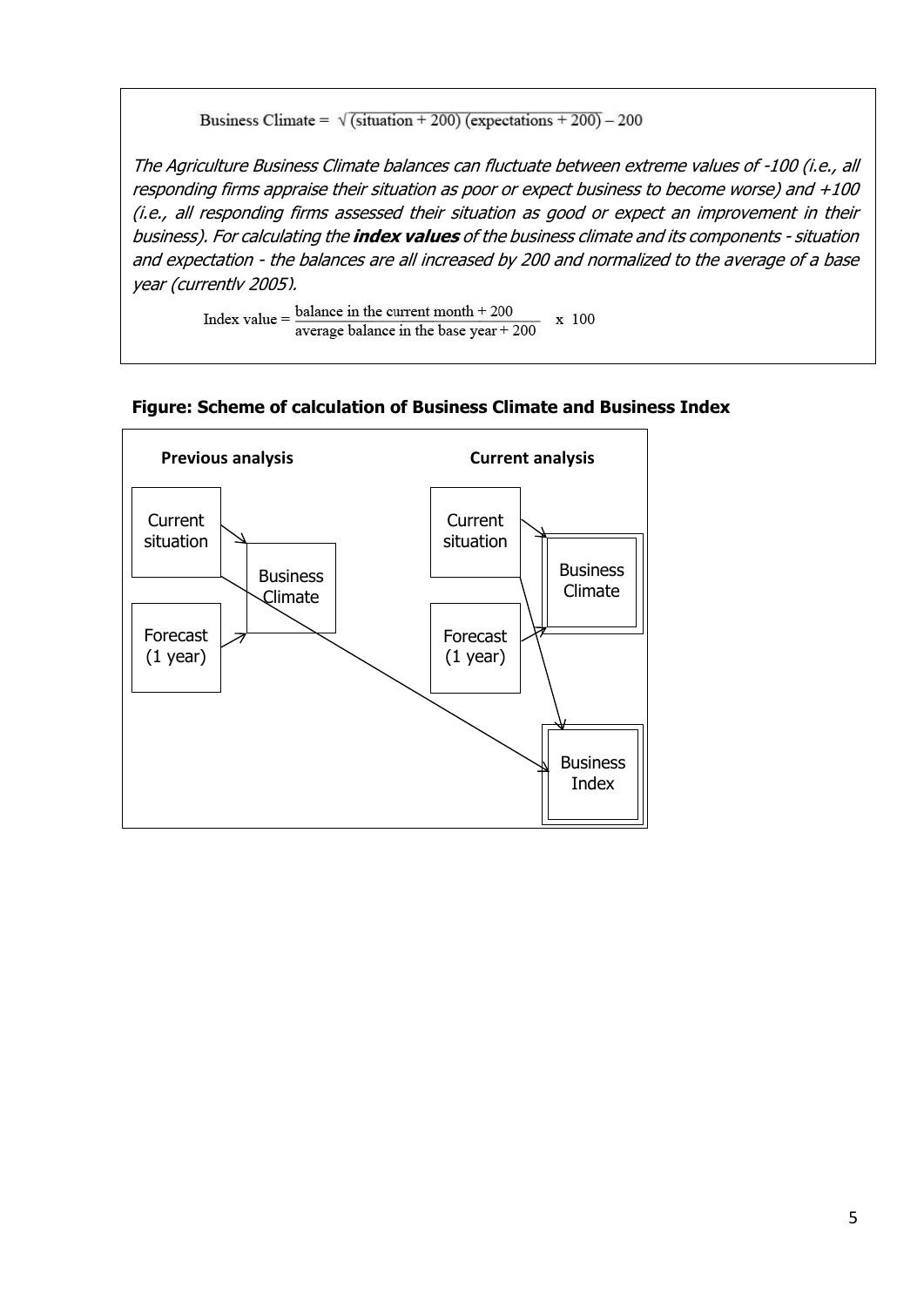$$\text{Business Climate} = \sqrt{(\text{situation} + 200)\,(\text{expectations} + 200)} - 200$$

*The Agriculture Business Climate balances can fluctuate between extreme values of -100 (i.e., all responding firms appraise their situation as poor or expect business to become worse) and +100 (i.e., all responding firms assessed their situation as good or expect an improvement in their business). For calculating the **index values** of the business climate and its components - situation and expectation - the balances are all increased by 200 and normalized to the average of a base year (currently 2005).*

$$\text{Index value} = \frac{\text{balance in the current month} + 200}{\text{average balance in the base year} + 200} \times 100$$

**Figure: Scheme of calculation of Business Climate and Business Index**

Previous analysis

Current situation

Forecast (1 year)

Business Climate

Current analysis

Current situation

Forecast (1 year)

Business Climate

Business Index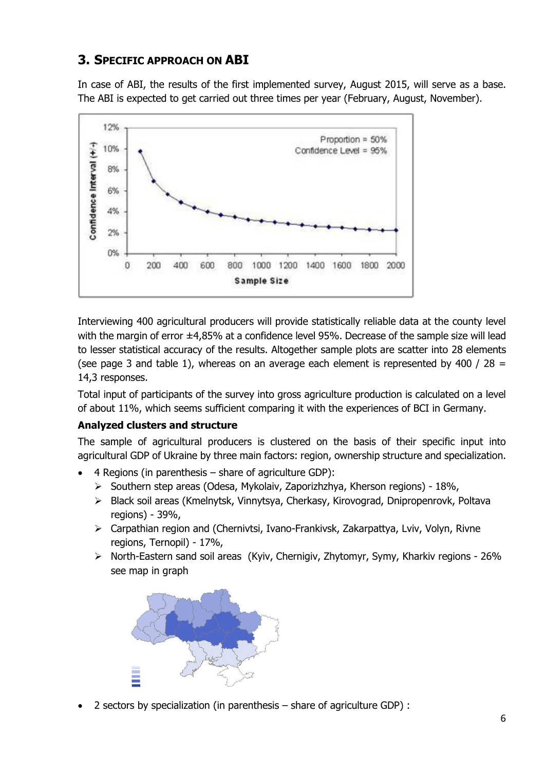## 3. Specific approach on ABI

In case of ABI, the results of the first implemented survey, August 2015, will serve as a base. The ABI is expected to get carried out three times per year (February, August, November).

Proportion = 50%
Confidence Level = 95%
Confidence Interval (+/-)
12%
10%
8%
6%
4%
2%
0%
0
200
400
600
800
1000
1200
1400
1600
1800
2000
Sample Size

Interviewing 400 agricultural producers will provide statistically reliable data at the county level with the margin of error ±4,85% at a confidence level 95%. Decrease of the sample size will lead to lesser statistical accuracy of the results. Altogether sample plots are scatter into 28 elements (see page 3 and table 1), whereas on an average each element is represented by 400 / 28 = 14,3 responses.

Total input of participants of the survey into gross agriculture production is calculated on a level of about 11%, which seems sufficient comparing it with the experiences of BCI in Germany.

**Analyzed clusters and structure**

The sample of agricultural producers is clustered on the basis of their specific input into agricultural GDP of Ukraine by three main factors: region, ownership structure and specialization.

- 4 Regions (in parenthesis – share of agriculture GDP):
  - Southern step areas (Odesa, Mykolaiv, Zaporizhzhya, Kherson regions) - 18%,
  - Black soil areas (Kmelnytsk, Vinnytsya, Cherkasy, Kirovograd, Dnipropenrovk, Poltava regions) - 39%,
  - Carpathian region and (Chernivtsi, Ivano-Frankivsk, Zakarpattya, Lviv, Volyn, Rivne regions, Ternopil) - 17%,
  - North-Eastern sand soil areas (Kyiv, Chernigiv, Zhytomyr, Symy, Kharkiv regions - 26% see map in graph

- 2 sectors by specialization (in parenthesis – share of agriculture GDP) :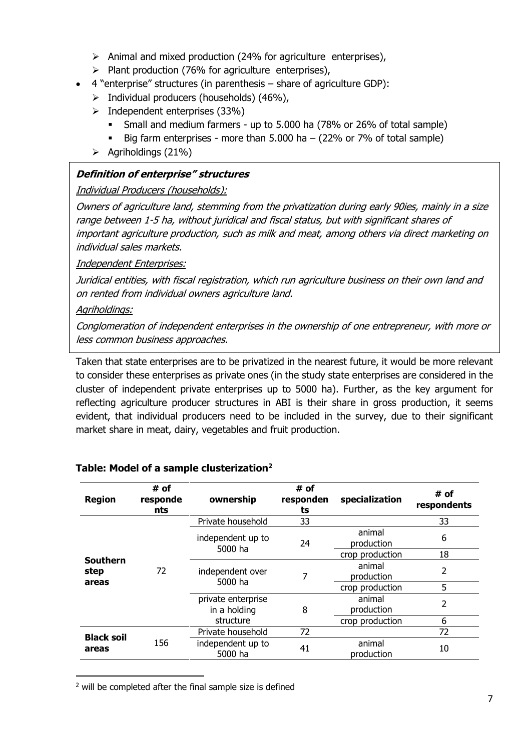- Animal and mixed production (24% for agriculture enterprises),
  - Plant production (76% for agriculture enterprises),
- 4 "enterprise" structures (in parenthesis – share of agriculture GDP):
  - Individual producers (households) (46%),
  - Independent enterprises (33%)
    - Small and medium farmers - up to 5.000 ha (78% or 26% of total sample)
    - Big farm enterprises - more than 5.000 ha – (22% or 7% of total sample)
  - Agriholdings (21%)

***Definition of enterprise" structures***

*Individual Producers (households):*

*Owners of agriculture land, stemming from the privatization during early 90ies, mainly in a size range between 1-5 ha, without juridical and fiscal status, but with significant shares of important agriculture production, such as milk and meat, among others via direct marketing on individual sales markets.*

*Independent Enterprises:*

*Juridical entities, with fiscal registration, which run agriculture business on their own land and on rented from individual owners agriculture land.*

*Agriholdings:*

*Conglomeration of independent enterprises in the ownership of one entrepreneur, with more or less common business approaches.*

Taken that state enterprises are to be privatized in the nearest future, it would be more relevant to consider these enterprises as private ones (in the study state enterprises are considered in the cluster of independent private enterprises up to 5000 ha). Further, as the key argument for reflecting agriculture producer structures in ABI is their share in gross production, it seems evident, that individual producers need to be included in the survey, due to their significant market share in meat, dairy, vegetables and fruit production.

**Table: Model of a sample clusterization[2]**

| Region | # of respondents | ownership | # of respondents | specialization | # of respondents |
|---|---|---|---|---|---|
| **Southern step areas** | 72 | Private household | 33 | | 33 |
| | | independent up to 5000 ha | 24 | animal production | 6 |
| | | | | crop production | 18 |
| | | independent over 5000 ha | 7 | animal production | 2 |
| | | | | crop production | 5 |
| | | private enterprise in a holding structure | 8 | animal production | 2 |
| | | | | crop production | 6 |
| **Black soil areas** | 156 | Private household | 72 | | 72 |
| | | independent up to 5000 ha | 41 | animal production | 10 |

[2] will be completed after the final sample size is defined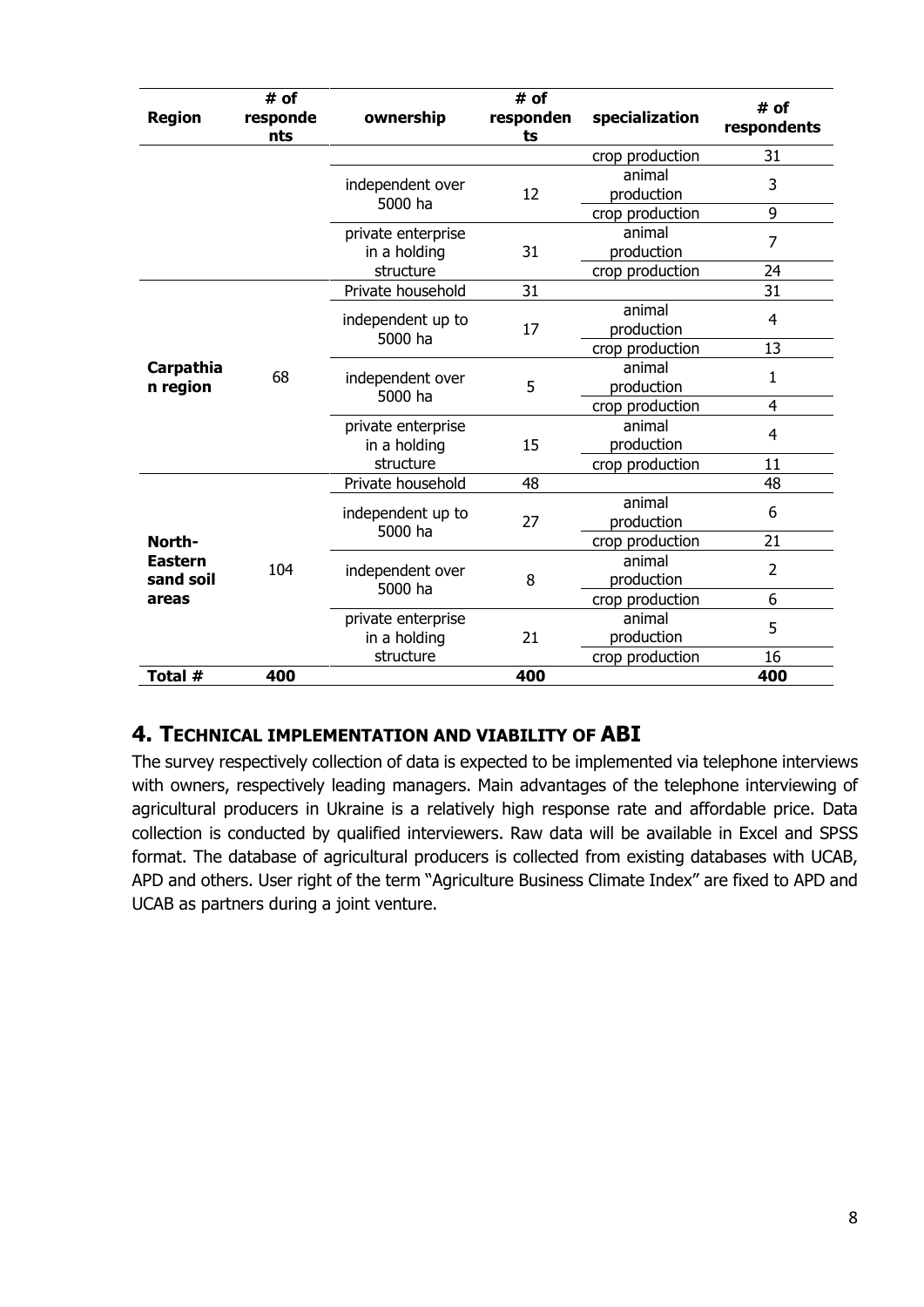| Region | # of respondents | ownership | # of respondents | specialization | # of respondents |
|---|---|---|---|---|---|
| | | | | crop production | 31 |
| | | independent over 5000 ha | 12 | animal production | 3 |
| | | | | crop production | 9 |
| | | private enterprise in a holding structure | 31 | animal production | 7 |
| | | | | crop production | 24 |
| Carpathian region | 68 | Private household | 31 | | 31 |
| | | independent up to 5000 ha | 17 | animal production | 4 |
| | | | | crop production | 13 |
| | | independent over 5000 ha | 5 | animal production | 1 |
| | | | | crop production | 4 |
| | | private enterprise in a holding structure | 15 | animal production | 4 |
| | | | | crop production | 11 |
| North-Eastern sand soil areas | 104 | Private household | 48 | | 48 |
| | | independent up to 5000 ha | 27 | animal production | 6 |
| | | | | crop production | 21 |
| | | independent over 5000 ha | 8 | animal production | 2 |
| | | | | crop production | 6 |
| | | private enterprise in a holding structure | 21 | animal production | 5 |
| | | | | crop production | 16 |
| **Total #** | **400** | | **400** | | **400** |

## 4. TECHNICAL IMPLEMENTATION AND VIABILITY OF ABI

The survey respectively collection of data is expected to be implemented via telephone interviews with owners, respectively leading managers. Main advantages of the telephone interviewing of agricultural producers in Ukraine is a relatively high response rate and affordable price. Data collection is conducted by qualified interviewers. Raw data will be available in Excel and SPSS format. The database of agricultural producers is collected from existing databases with UCAB, APD and others. User right of the term "Agriculture Business Climate Index" are fixed to APD and UCAB as partners during a joint venture.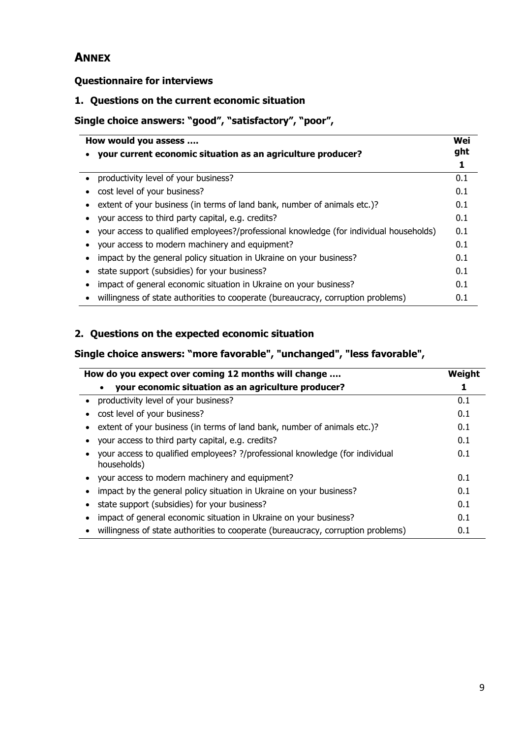## ANNEX

### Questionnaire for interviews

### 1. Questions on the current economic situation

### Single choice answers: "good", "satisfactory", "poor",

| How would you assess …. <br> • your current economic situation as an agriculture producer? | Weight <br> 1 |
|---|---|
| • productivity level of your business? | 0.1 |
| • cost level of your business? | 0.1 |
| • extent of your business (in terms of land bank, number of animals etc.)? | 0.1 |
| • your access to third party capital, e.g. credits? | 0.1 |
| • your access to qualified employees?/professional knowledge (for individual households) | 0.1 |
| • your access to modern machinery and equipment? | 0.1 |
| • impact by the general policy situation in Ukraine on your business? | 0.1 |
| • state support (subsidies) for your business? | 0.1 |
| • impact of general economic situation in Ukraine on your business? | 0.1 |
| • willingness of state authorities to cooperate (bureaucracy, corruption problems) | 0.1 |

### 2. Questions on the expected economic situation

### Single choice answers: "more favorable", "unchanged", "less favorable",

| How do you expect over coming 12 months will change …. <br> • your economic situation as an agriculture producer? | Weight <br> 1 |
|---|---|
| • productivity level of your business? | 0.1 |
| • cost level of your business? | 0.1 |
| • extent of your business (in terms of land bank, number of animals etc.)? | 0.1 |
| • your access to third party capital, e.g. credits? | 0.1 |
| • your access to qualified employees? ?/professional knowledge (for individual households) | 0.1 |
| • your access to modern machinery and equipment? | 0.1 |
| • impact by the general policy situation in Ukraine on your business? | 0.1 |
| • state support (subsidies) for your business? | 0.1 |
| • impact of general economic situation in Ukraine on your business? | 0.1 |
| • willingness of state authorities to cooperate (bureaucracy, corruption problems) | 0.1 |